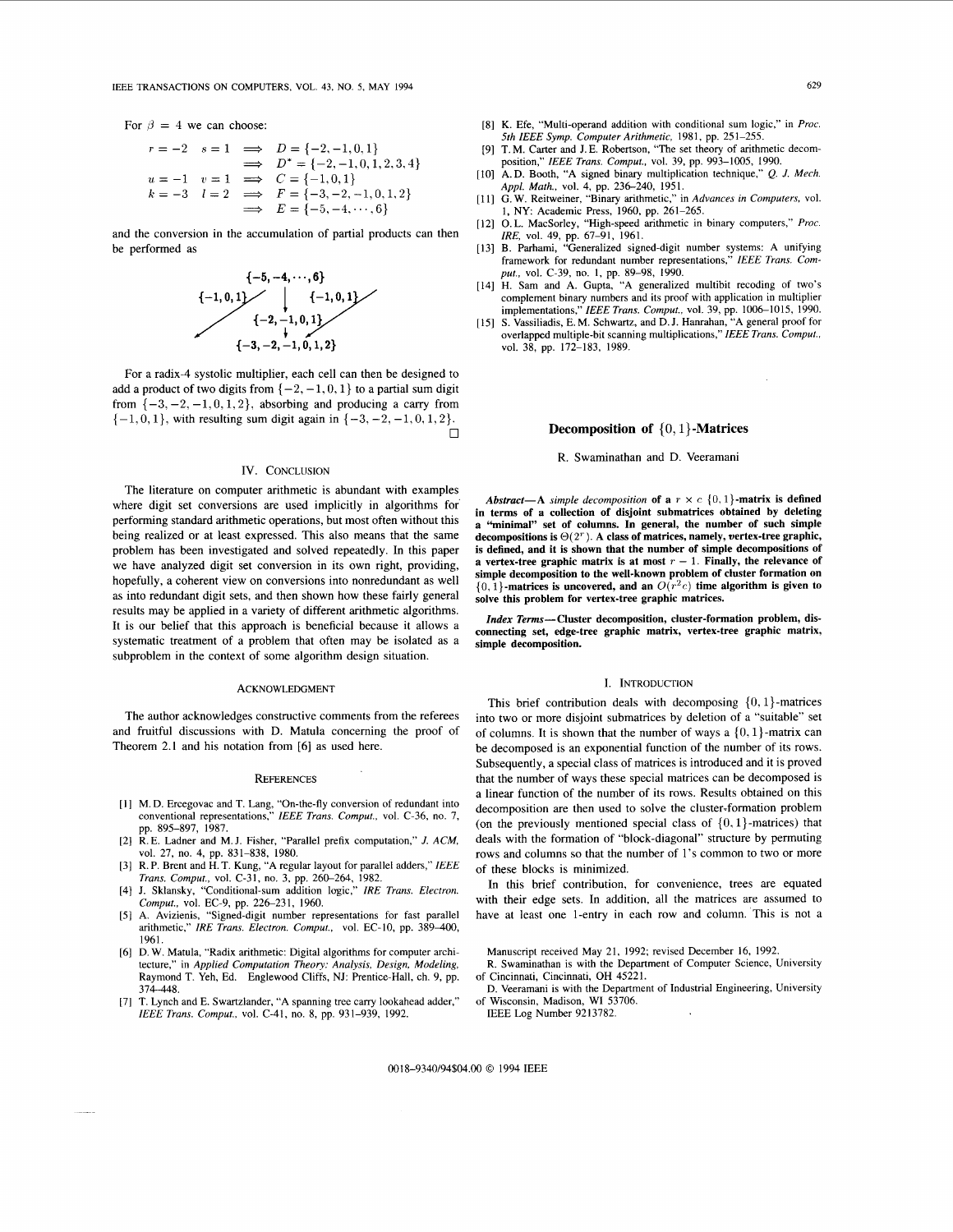For $\beta = 4$ we can choose:

$$
\begin{aligned}
r = -2 \quad s = 1 \quad &\Longrightarrow \quad D = \{-2, -1, 0, 1\} \\
&\Longrightarrow \quad D^* = \{-2, -1, 0, 1, 2, 3, 4\} \\
u = -1 \quad v = 1 \quad &\Longrightarrow \quad C = \{-1, 0, 1\} \\
k = -3 \quad l = 2 \quad &\Longrightarrow \quad F = \{-3, -2, -1, 0, 1, 2\} \\
&\Longrightarrow \quad E = \{-5, -4, \cdots, 6\}
\end{aligned}
$$

and the conversion in the accumulation of partial products can then be performed as

$$
\begin{array}{ccccc}
 & & \{-5, -4, \cdots, 6\} & & \\
 & \{-1,0,1\} \swarrow & \downarrow & \{-1,0,1\} \swarrow & \\
 & & \{-2, -1, 0, 1\} & & \\
 \swarrow & & \downarrow & \swarrow & \\
 & & \{-3, -2, -1, 0, 1, 2\} & &
\end{array}
$$

For a radix-4 systolic multiplier, each cell can then be designed to add a product of two digits from $\{-2, -1, 0, 1\}$ to a partial sum digit from $\{-3, -2, -1, 0, 1, 2\}$, absorbing and producing a carry from $\{-1, 0, 1\}$, with resulting sum digit again in $\{-3, -2, -1, 0, 1, 2\}$. □

## IV. Conclusion

The literature on computer arithmetic is abundant with examples where digit set conversions are used implicitly in algorithms for performing standard arithmetic operations, but most often without this being realized or at least expressed. This also means that the same problem has been investigated and solved repeatedly. In this paper we have analyzed digit set conversion in its own right, providing, hopefully, a coherent view on conversions into nonredundant as well as into redundant digit sets, and then shown how these fairly general results may be applied in a variety of different arithmetic algorithms. It is our belief that this approach is beneficial because it allows a systematic treatment of a problem that often may be isolated as a subproblem in the context of some algorithm design situation.

## Acknowledgment

The author acknowledges constructive comments from the referees and fruitful discussions with D. Matula concerning the proof of Theorem 2.1 and his notation from [6] as used here.

## References

[1] M. D. Ercegovac and T. Lang, "On-the-fly conversion of redundant into conventional representations," *IEEE Trans. Comput.*, vol. C-36, no. 7, pp. 895–897, 1987.

[2] R. E. Ladner and M. J. Fisher, "Parallel prefix computation," *J. ACM*, vol. 27, no. 4, pp. 831–838, 1980.

[3] R. P. Brent and H. T. Kung, "A regular layout for parallel adders," *IEEE Trans. Comput.*, vol. C-31, no. 3, pp. 260–264, 1982.

[4] J. Sklansky, "Conditional-sum addition logic," *IRE Trans. Electron. Comput.*, vol. EC-9, pp. 226–231, 1960.

[5] A. Avizienis, "Signed-digit number representations for fast parallel arithmetic," *IRE Trans. Electron. Comput.*, vol. EC-10, pp. 389–400, 1961.

[6] D. W. Matula, "Radix arithmetic: Digital algorithms for computer architecture," in *Applied Computation Theory: Analysis, Design, Modeling*, Raymond T. Yeh, Ed. Englewood Cliffs, NJ: Prentice-Hall, ch. 9, pp. 374–448.

[7] T. Lynch and E. Swartzlander, "A spanning tree carry lookahead adder," *IEEE Trans. Comput.*, vol. C-41, no. 8, pp. 931–939, 1992.

[8] K. Efe, "Multi-operand addition with conditional sum logic," in *Proc. 5th IEEE Symp. Computer Arithmetic*, 1981, pp. 251–255.

[9] T. M. Carter and J. E. Robertson, "The set theory of arithmetic decomposition," *IEEE Trans. Comput.*, vol. 39, pp. 993–1005, 1990.

[10] A. D. Booth, "A signed binary multiplication technique," *Q. J. Mech. Appl. Math.*, vol. 4, pp. 236–240, 1951.

[11] G. W. Reitweiner, "Binary arithmetic," in *Advances in Computers*, vol. 1, NY: Academic Press, 1960, pp. 261–265.

[12] O. L. MacSorley, "High-speed arithmetic in binary computers," *Proc. IRE*, vol. 49, pp. 67–91, 1961.

[13] B. Parhami, "Generalized signed-digit number systems: A unifying framework for redundant number representations," *IEEE Trans. Comput.*, vol. C-39, no. 1, pp. 89–98, 1990.

[14] H. Sam and A. Gupta, "A generalized multibit recoding of two's complement binary numbers and its proof with application in multiplier implementations," *IEEE Trans. Comput.*, vol. 39, pp. 1006–1015, 1990.

[15] S. Vassiliadis, E. M. Schwartz, and D. J. Hanrahan, "A general proof for overlapped multiple-bit scanning multiplications," *IEEE Trans. Comput.*, vol. 38, pp. 172–183, 1989.

# Decomposition of $\{0, 1\}$-Matrices

R. Swaminathan and D. Veeramani

***Abstract*—A *simple decomposition* of a $r \times c$ $\{0, 1\}$-matrix is defined in terms of a collection of disjoint submatrices obtained by deleting a "minimal" set of columns. In general, the number of such simple decompositions is $\Theta(2^r)$. A class of matrices, namely, vertex-tree graphic, is defined, and it is shown that the number of simple decompositions of a vertex-tree graphic matrix is at most $r - 1$. Finally, the relevance of simple decomposition to the well-known problem of cluster formation on $\{0, 1\}$-matrices is uncovered, and an $O(r^2 c)$ time algorithm is given to solve this problem for vertex-tree graphic matrices.**

***Index Terms*—Cluster decomposition, cluster-formation problem, disconnecting set, edge-tree graphic matrix, vertex-tree graphic matrix, simple decomposition.**

## I. Introduction

This brief contribution deals with decomposing $\{0, 1\}$-matrices into two or more disjoint submatrices by deletion of a "suitable" set of columns. It is shown that the number of ways a $\{0, 1\}$-matrix can be decomposed is an exponential function of the number of its rows. Subsequently, a special class of matrices is introduced and it is proved that the number of ways these special matrices can be decomposed is a linear function of the number of its rows. Results obtained on this decomposition are then used to solve the cluster-formation problem (on the previously mentioned special class of $\{0, 1\}$-matrices) that deals with the formation of "block-diagonal" structure by permuting rows and columns so that the number of 1's common to two or more of these blocks is minimized.

In this brief contribution, for convenience, trees are equated with their edge sets. In addition, all the matrices are assumed to have at least one 1-entry in each row and column. This is not a

Manuscript received May 21, 1992; revised December 16, 1992.

R. Swaminathan is with the Department of Computer Science, University of Cincinnati, Cincinnati, OH 45221.

D. Veeramani is with the Department of Industrial Engineering, University of Wisconsin, Madison, WI 53706.

IEEE Log Number 9213782.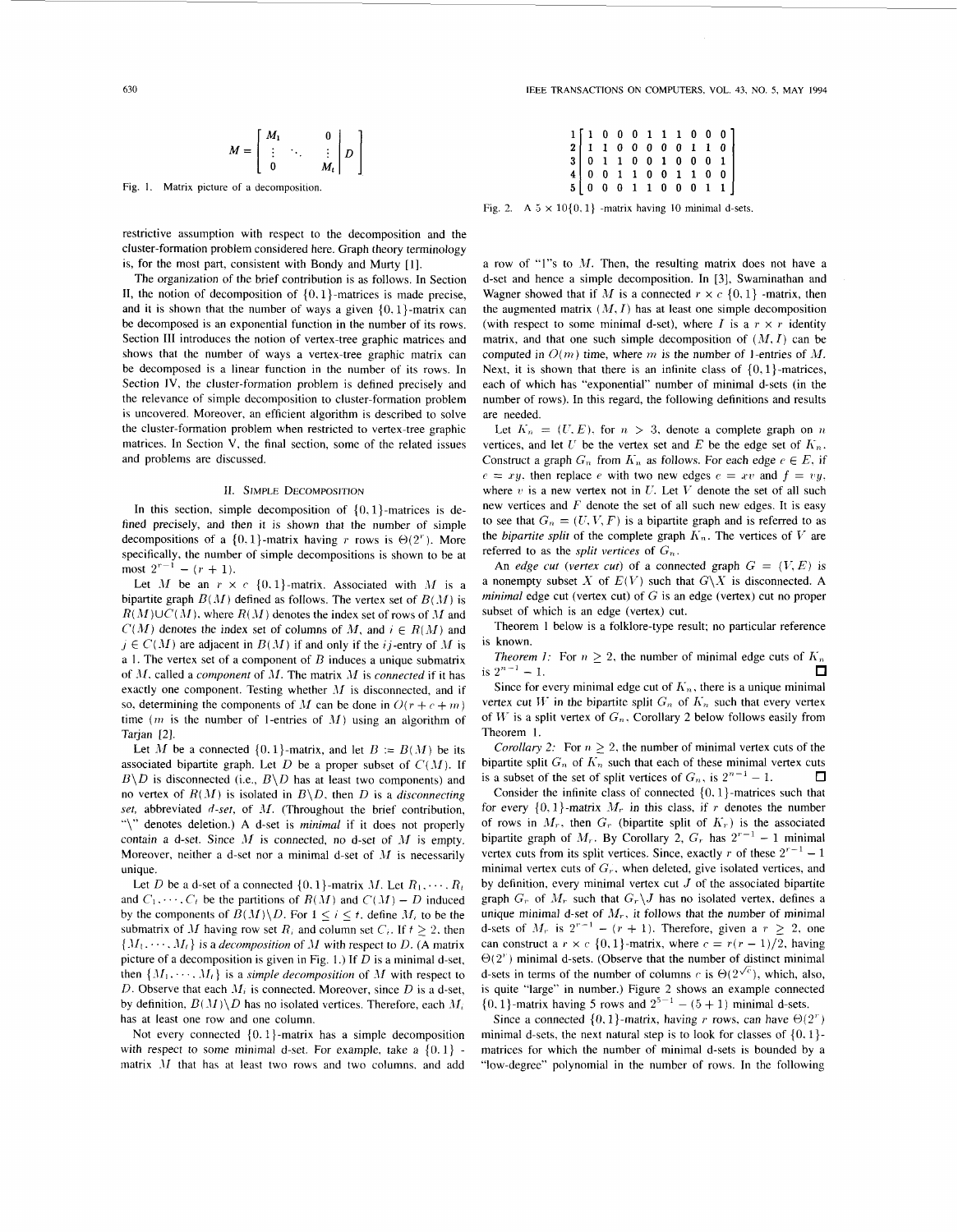$$M = \left[\begin{array}{ccc|c} M_1 & & 0 & \\ \vdots & \ddots & \vdots & D \\ 0 & & M_t & \end{array}\right]$$

Fig. 1. Matrix picture of a decomposition.

restrictive assumption with respect to the decomposition and the cluster-formation problem considered here. Graph theory terminology is, for the most part, consistent with Bondy and Murty [1].

The organization of the brief contribution is as follows. In Section II, the notion of decomposition of $\{0,1\}$-matrices is made precise, and it is shown that the number of ways a given $\{0,1\}$-matrix can be decomposed is an exponential function in the number of its rows. Section III introduces the notion of vertex-tree graphic matrices and shows that the number of ways a vertex-tree graphic matrix can be decomposed is a linear function in the number of its rows. In Section IV, the cluster-formation problem is defined precisely and the relevance of simple decomposition to cluster-formation problem is uncovered. Moreover, an efficient algorithm is described to solve the cluster-formation problem when restricted to vertex-tree graphic matrices. In Section V, the final section, some of the related issues and problems are discussed.

## II. Simple Decomposition

In this section, simple decomposition of $\{0,1\}$-matrices is defined precisely, and then it is shown that the number of simple decompositions of a $\{0,1\}$-matrix having $r$ rows is $\Theta(2^r)$. More specifically, the number of simple decompositions is shown to be at most $2^{r-1} - (r+1)$.

Let $M$ be an $r \times c$ $\{0,1\}$-matrix. Associated with $M$ is a bipartite graph $B(M)$ defined as follows. The vertex set of $B(M)$ is $R(M) \cup C(M)$, where $R(M)$ denotes the index set of rows of $M$ and $C(M)$ denotes the index set of columns of $M$, and $i \in R(M)$ and $j \in C(M)$ are adjacent in $B(M)$ if and only if the $ij$-entry of $M$ is a 1. The vertex set of a component of $B$ induces a unique submatrix of $M$, called a *component* of $M$. The matrix $M$ is *connected* if it has exactly one component. Testing whether $M$ is disconnected, and if so, determining the components of $M$ can be done in $O(r+c+m)$ time ($m$ is the number of 1-entries of $M$) using an algorithm of Tarjan [2].

Let $M$ be a connected $\{0,1\}$-matrix, and let $B := B(M)$ be its associated bipartite graph. Let $D$ be a proper subset of $C(M)$. If $B \backslash D$ is disconnected (i.e., $B \backslash D$ has at least two components) and no vertex of $R(M)$ is isolated in $B \backslash D$, then $D$ is a *disconnecting set*, abbreviated *d-set*, of $M$. (Throughout the brief contribution, "$\backslash$" denotes deletion.) A d-set is *minimal* if it does not properly contain a d-set. Since $M$ is connected, no d-set of $M$ is empty. Moreover, neither a d-set nor a minimal d-set of $M$ is necessarily unique.

Let $D$ be a d-set of a connected $\{0,1\}$-matrix $M$. Let $R_1, \cdots, R_t$ and $C_1, \cdots, C_t$ be the partitions of $R(M)$ and $C(M) - D$ induced by the components of $B(M) \backslash D$. For $1 \le i \le t$, define $M_i$ to be the submatrix of $M$ having row set $R_i$ and column set $C_i$. If $t \ge 2$, then $\{M_1, \cdots, M_t\}$ is a *decomposition* of $M$ with respect to $D$. (A matrix picture of a decomposition is given in Fig. 1.) If $D$ is a minimal d-set, then $\{M_1, \cdots, M_t\}$ is a *simple decomposition* of $M$ with respect to $D$. Observe that each $M_i$ is connected. Moreover, since $D$ is a d-set, by definition, $B(M) \backslash D$ has no isolated vertices. Therefore, each $M_i$ has at least one row and one column.

Not every connected $\{0,1\}$-matrix has a simple decomposition with respect to some minimal d-set. For example, take a $\{0,1\}$-matrix $M$ that has at least two rows and two columns, and add a row of "1"s to $M$. Then, the resulting matrix does not have a d-set and hence a simple decomposition. In [3], Swaminathan and Wagner showed that if $M$ is a connected $r \times c$ $\{0,1\}$-matrix, then the augmented matrix $(M, I)$ has at least one simple decomposition (with respect to some minimal d-set), where $I$ is a $r \times r$ identity matrix, and that one such simple decomposition of $(M, I)$ can be computed in $O(m)$ time, where $m$ is the number of 1-entries of $M$. Next, it is shown that there is an infinite class of $\{0,1\}$-matrices, each of which has "exponential" number of minimal d-sets (in the number of rows). In this regard, the following definitions and results are needed.

$$\begin{array}{c|cccccccccc} 1 & 1 & 0 & 0 & 0 & 1 & 1 & 1 & 0 & 0 & 0 \\ 2 & 1 & 1 & 0 & 0 & 0 & 0 & 0 & 1 & 1 & 0 \\ 3 & 0 & 1 & 1 & 0 & 0 & 1 & 0 & 0 & 0 & 1 \\ 4 & 0 & 0 & 1 & 1 & 0 & 0 & 1 & 1 & 0 & 0 \\ 5 & 0 & 0 & 0 & 1 & 1 & 0 & 0 & 0 & 1 & 1 \end{array}$$

Fig. 2. A $5 \times 10$ $\{0,1\}$-matrix having 10 minimal d-sets.

Let $K_n = (U, E)$, for $n > 3$, denote a complete graph on $n$ vertices, and let $U$ be the vertex set and $E$ be the edge set of $K_n$. Construct a graph $G_n$ from $K_n$ as follows. For each edge $e \in E$, if $e = xy$, then replace $e$ with two new edges $e = xv$ and $f = vy$, where $v$ is a new vertex not in $U$. Let $V$ denote the set of all such new vertices and $F$ denote the set of all such new edges. It is easy to see that $G_n = (U, V, F)$ is a bipartite graph and is referred to as the *bipartite split* of the complete graph $K_n$. The vertices of $V$ are referred to as the *split vertices* of $G_n$.

An *edge cut (vertex cut)* of a connected graph $G = (V, E)$ is a nonempty subset $X$ of $E(V)$ such that $G \backslash X$ is disconnected. A *minimal* edge cut (vertex cut) of $G$ is an edge (vertex) cut no proper subset of which is an edge (vertex) cut.

Theorem 1 below is a folklore-type result; no particular reference is known.

*Theorem 1:* For $n \ge 2$, the number of minimal edge cuts of $K_n$ is $2^{n-1} - 1$. □

Since for every minimal edge cut of $K_n$, there is a unique minimal vertex cut $W$ in the bipartite split $G_n$ of $K_n$ such that every vertex of $W$ is a split vertex of $G_n$, Corollary 2 below follows easily from Theorem 1.

*Corollary 2:* For $n \ge 2$, the number of minimal vertex cuts of the bipartite split $G_n$ of $K_n$ such that each of these minimal vertex cuts is a subset of the set of split vertices of $G_n$, is $2^{n-1} - 1$. □

Consider the infinite class of connected $\{0,1\}$-matrices such that for every $\{0,1\}$-matrix $M_r$ in this class, if $r$ denotes the number of rows in $M_r$, then $G_r$ (bipartite split of $K_r$) is the associated bipartite graph of $M_r$. By Corollary 2, $G_r$ has $2^{r-1} - 1$ minimal vertex cuts from its split vertices. Since, exactly $r$ of these $2^{r-1} - 1$ minimal vertex cuts of $G_r$, when deleted, give isolated vertices, and by definition, every minimal vertex cut $J$ of the associated bipartite graph $G_r$ of $M_r$ such that $G_r \backslash J$ has no isolated vertex, defines a unique minimal d-set of $M_r$, it follows that the number of minimal d-sets of $M_r$ is $2^{r-1} - (r+1)$. Therefore, given a $r \ge 2$, one can construct a $r \times c$ $\{0,1\}$-matrix, where $c = r(r-1)/2$, having $\Theta(2^r)$ minimal d-sets. (Observe that the number of distinct minimal d-sets in terms of the number of columns $c$ is $\Theta(2^{\sqrt{c}})$, which, also, is quite "large" in number.) Figure 2 shows an example connected $\{0,1\}$-matrix having 5 rows and $2^{5-1} - (5+1)$ minimal d-sets.

Since a connected $\{0,1\}$-matrix, having $r$ rows, can have $\Theta(2^r)$ minimal d-sets, the next natural step is to look for classes of $\{0,1\}$-matrices for which the number of minimal d-sets is bounded by a "low-degree" polynomial in the number of rows. In the following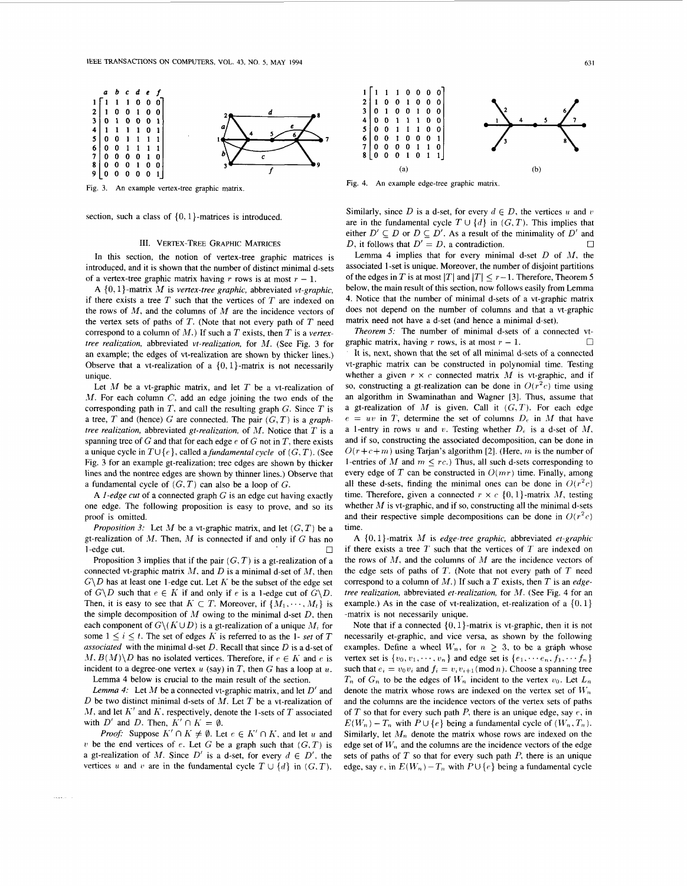| | a | b | c | d | e | f |
|---|---|---|---|---|---|---|
| 1 | 1 | 1 | 1 | 0 | 0 | 0 |
| 2 | 1 | 0 | 0 | 1 | 0 | 0 |
| 3 | 0 | 1 | 0 | 0 | 0 | 1 |
| 4 | 1 | 1 | 1 | 1 | 0 | 1 |
| 5 | 0 | 0 | 1 | 1 | 1 | 1 |
| 6 | 0 | 0 | 1 | 1 | 1 | 1 |
| 7 | 0 | 0 | 0 | 0 | 1 | 0 |
| 8 | 0 | 0 | 0 | 1 | 0 | 0 |
| 9 | 0 | 0 | 0 | 0 | 0 | 1 |

Fig. 3. An example vertex-tree graphic matrix.

| | | | | | | | |
|---|---|---|---|---|---|---|---|
| 1 | 1 | 1 | 1 | 0 | 0 | 0 | 0 |
| 2 | 1 | 0 | 0 | 1 | 0 | 0 | 0 |
| 3 | 0 | 1 | 0 | 0 | 1 | 0 | 0 |
| 4 | 0 | 0 | 1 | 1 | 1 | 0 | 0 |
| 5 | 0 | 0 | 1 | 1 | 1 | 0 | 0 |
| 6 | 0 | 0 | 1 | 0 | 0 | 0 | 1 |
| 7 | 0 | 0 | 0 | 0 | 1 | 1 | 0 |
| 8 | 0 | 0 | 0 | 1 | 0 | 1 | 1 |

(a) (b)

Fig. 4. An example edge-tree graphic matrix.

section, such a class of $\{0,1\}$-matrices is introduced.

## III. VERTEX-TREE GRAPHIC MATRICES

In this section, the notion of vertex-tree graphic matrices is introduced, and it is shown that the number of distinct minimal d-sets of a vertex-tree graphic matrix having $r$ rows is at most $r-1$.

A $\{0,1\}$-matrix $M$ is *vertex-tree graphic*, abbreviated *vt-graphic*, if there exists a tree $T$ such that the vertices of $T$ are indexed on the rows of $M$, and the columns of $M$ are the incidence vectors of the vertex sets of paths of $T$. (Note that not every path of $T$ need correspond to a column of $M$.) If such a $T$ exists, then $T$ is a *vertex-tree realization*, abbreviated *vt-realization*, for $M$. (See Fig. 3 for an example; the edges of vt-realization are shown by thicker lines.) Observe that a vt-realization of a $\{0,1\}$-matrix is not necessarily unique.

Let $M$ be a vt-graphic matrix, and let $T$ be a vt-realization of $M$. For each column $C$, add an edge joining the two ends of the corresponding path in $T$, and call the resulting graph $G$. Since $T$ is a tree, $T$ and (hence) $G$ are connected. The pair $(G,T)$ is a *graph-tree realization*, abbreviated *gt-realization*, of $M$. Notice that $T$ is a spanning tree of $G$ and that for each edge $e$ of $G$ not in $T$, there exists a unique cycle in $T \cup \{e\}$, called a *fundamental cycle* of $(G,T)$. (See Fig. 3 for an example gt-realization; tree edges are shown by thicker lines and the nontree edges are shown by thinner lines.) Observe that a fundamental cycle of $(G,T)$ can also be a loop of $G$.

A *1-edge cut* of a connected graph $G$ is an edge cut having exactly one edge. The following proposition is easy to prove, and so its proof is omitted.

*Proposition 3:* Let $M$ be a vt-graphic matrix, and let $(G,T)$ be a gt-realization of $M$. Then, $M$ is connected if and only if $G$ has no 1-edge cut. □

Proposition 3 implies that if the pair $(G,T)$ is a gt-realization of a connected vt-graphic matrix $M$, and $D$ is a minimal d-set of $M$, then $G\backslash D$ has at least one 1-edge cut. Let $K$ be the subset of the edge set of $G\backslash D$ such that $e \in K$ if and only if $e$ is a 1-edge cut of $G\backslash D$. Then, it is easy to see that $K \subset T$. Moreover, if $\{M_1,\cdots,M_t\}$ is the simple decomposition of $M$ owing to the minimal d-set $D$, then each component of $G\backslash(K \cup D)$ is a gt-realization of a unique $M_i$ for some $1 \le i \le t$. The set of edges $K$ is referred to as the *1- set* of $T$ *associated* with the minimal d-set $D$. Recall that since $D$ is a d-set of $M$, $B(M)\backslash D$ has no isolated vertices. Therefore, if $e \in K$ and $e$ is incident to a degree-one vertex $u$ (say) in $T$, then $G$ has a loop at $u$.

Lemma 4 below is crucial to the main result of the section.

*Lemma 4:* Let $M$ be a connected vt-graphic matrix, and let $D'$ and $D$ be two distinct minimal d-sets of $M$. Let $T$ be a vt-realization of $M$, and let $K'$ and $K$, respectively, denote the 1-sets of $T$ associated with $D'$ and $D$. Then, $K' \cap K = \emptyset$.

*Proof:* Suppose $K' \cap K \ne \emptyset$. Let $e \in K' \cap K$, and let $u$ and $v$ be the end vertices of $e$. Let $G$ be a graph such that $(G,T)$ is a gt-realization of $M$. Since $D'$ is a d-set, for every $d \in D'$, the vertices $u$ and $v$ are in the fundamental cycle $T \cup \{d\}$ in $(G,T)$. Similarly, since $D$ is a d-set, for every $d \in D$, the vertices $u$ and $v$ are in the fundamental cycle $T \cup \{d\}$ in $(G,T)$. This implies that either $D' \subseteq D$ or $D \subseteq D'$. As a result of the minimality of $D'$ and $D$, it follows that $D' = D$, a contradiction. □

Lemma 4 implies that for every minimal d-set $D$ of $M$, the associated 1-set is unique. Moreover, the number of disjoint partitions of the edges in $T$ is at most $|T|$ and $|T| \le r-1$. Therefore, Theorem 5 below, the main result of this section, now follows easily from Lemma 4. Notice that the number of minimal d-sets of a vt-graphic matrix does not depend on the number of columns and that a vt-graphic matrix need not have a d-set (and hence a minimal d-set).

*Theorem 5:* The number of minimal d-sets of a connected vt-graphic matrix, having $r$ rows, is at most $r-1$. □

It is, next, shown that the set of all minimal d-sets of a connected vt-graphic matrix can be constructed in polynomial time. Testing whether a given $r \times c$ connected matrix $M$ is vt-graphic, and if so, constructing a gt-realization can be done in $O(r^2c)$ time using an algorithm in Swaminathan and Wagner [3]. Thus, assume that a gt-realization of $M$ is given. Call it $(G,T)$. For each edge $e = uv$ in $T$, determine the set of columns $D_e$ in $M$ that have a 1-entry in rows $u$ and $v$. Testing whether $D_e$ is a d-set of $M$, and if so, constructing the associated decomposition, can be done in $O(r+c+m)$ using Tarjan's algorithm [2]. (Here, $m$ is the number of 1-entries of $M$ and $m \le rc$.) Thus, all such d-sets corresponding to every edge of $T$ can be constructed in $O(mr)$ time. Finally, among all these d-sets, finding the minimal ones can be done in $O(r^2c)$ time. Therefore, given a connected $r \times c$ $\{0,1\}$-matrix $M$, testing whether $M$ is vt-graphic, and if so, constructing all the minimal d-sets and their respective simple decompositions can be done in $O(r^2c)$ time.

A $\{0,1\}$-matrix $M$ is *edge-tree graphic*, abbreviated *et-graphic* if there exists a tree $T$ such that the vertices of $T$ are indexed on the rows of $M$, and the columns of $M$ are the incidence vectors of the edge sets of paths of $T$. (Note that not every path of $T$ need correspond to a column of $M$.) If such a $T$ exists, then $T$ is an *edge-tree realization*, abbreviated *et-realization*, for $M$. (See Fig. 4 for an example.) As in the case of vt-realization, et-realization of a $\{0,1\}$-matrix is not necessarily unique.

Note that if a connected $\{0,1\}$-matrix is vt-graphic, then it is not necessarily et-graphic, and vice versa, as shown by the following examples. Define a wheel $W_n$, for $n \ge 3$, to be a graph whose vertex set is $\{v_0, v_1, \cdots, v_n\}$ and edge set is $\{e_1, \cdots e_n, f_1, \cdots f_n\}$ such that $e_i = v_0v_i$ and $f_i = v_iv_{i+1} (\text{mod}\, n)$. Choose a spanning tree $T_n$ of $G_n$ to be the edges of $W_n$ incident to the vertex $v_0$. Let $L_n$ denote the matrix whose rows are indexed on the vertex set of $W_n$ and the columns are the incidence vectors of the vertex sets of paths of $T$ so that for every such path $P$, there is an unique edge, say $e$, in $E(W_n) - T_n$ with $P \cup \{e\}$ being a fundamental cycle of $(W_n, T_n)$. Similarly, let $M_n$ denote the matrix whose rows are indexed on the edge set of $W_n$ and the columns are the incidence vectors of the edge sets of paths of $T$ so that for every such path $P$, there is an unique edge, say $e$, in $E(W_n) - T_n$ with $P \cup \{e\}$ being a fundamental cycle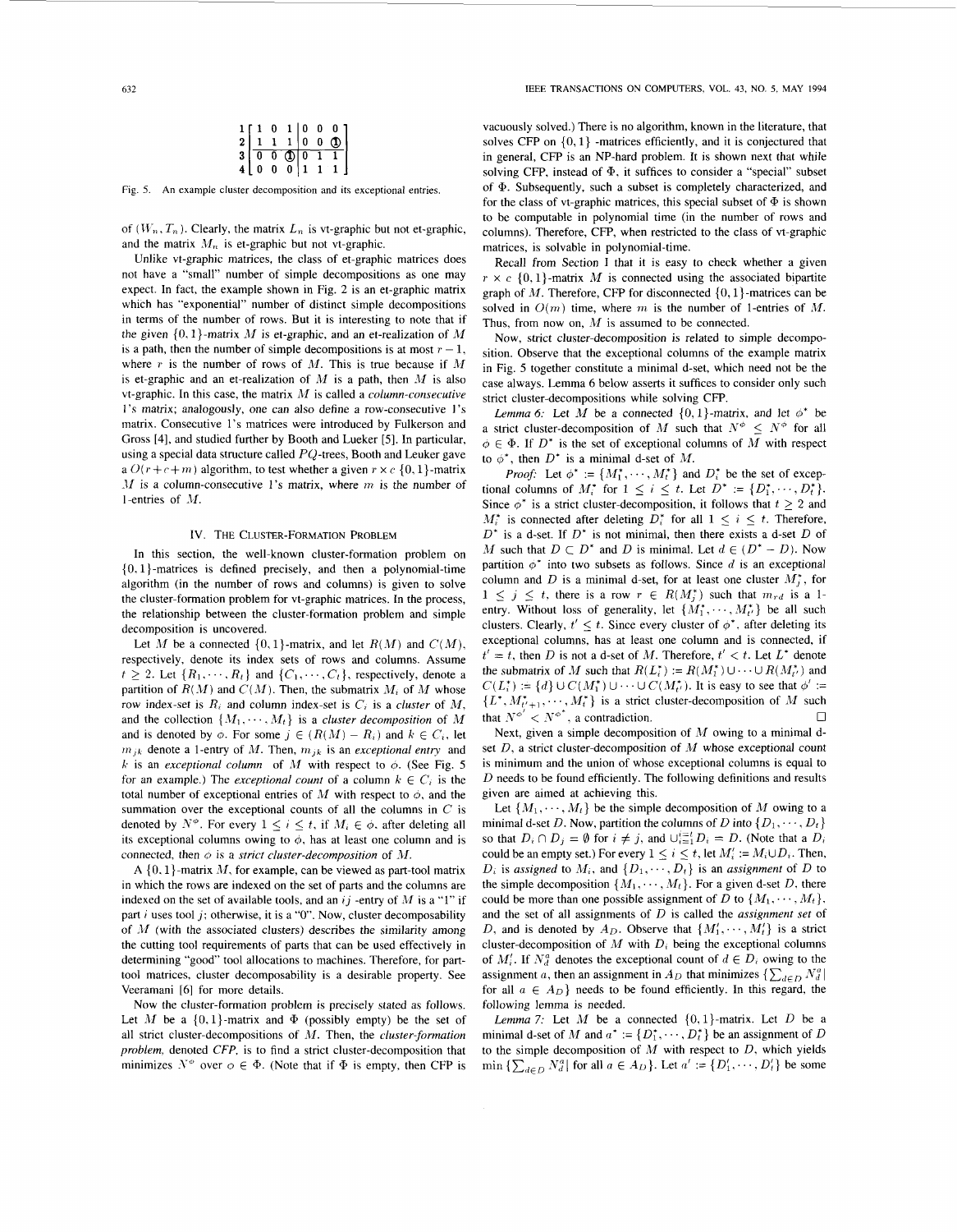$$
\begin{array}{c} 1 \\ 2 \\ 3 \\ 4 \end{array}
\left[\begin{array}{ccc|ccc}
1 & 0 & 1 & 0 & 0 & 0 \\
1 & 1 & 1 & 0 & 0 & \textcircled{1} \\
\hline
0 & 0 & \textcircled{1} & 0 & 1 & 1 \\
0 & 0 & 0 & 1 & 1 & 1
\end{array}\right]
$$

Fig. 5. An example cluster decomposition and its exceptional entries.

of $(W_n, T_n)$. Clearly, the matrix $L_n$ is vt-graphic but not et-graphic, and the matrix $M_n$ is et-graphic but not vt-graphic.

Unlike vt-graphic matrices, the class of et-graphic matrices does not have a "small" number of simple decompositions as one may expect. In fact, the example shown in Fig. 2 is an et-graphic matrix which has "exponential" number of distinct simple decompositions in terms of the number of rows. But it is interesting to note that if the given $\{0,1\}$-matrix $M$ is et-graphic, and an et-realization of $M$ is a path, then the number of simple decompositions is at most $r-1$, where $r$ is the number of rows of $M$. This is true because if $M$ is et-graphic and an et-realization of $M$ is a path, then $M$ is also vt-graphic. In this case, the matrix $M$ is called a *column-consecutive* 1's matrix; analogously, one can also define a row-consecutive 1's matrix. Consecutive 1's matrices were introduced by Fulkerson and Gross [4], and studied further by Booth and Lueker [5]. In particular, using a special data structure called $PQ$-trees, Booth and Leuker gave a $O(r+c+m)$ algorithm, to test whether a given $r \times c$ $\{0,1\}$-matrix $M$ is a column-consecutive 1's matrix, where $m$ is the number of 1-entries of $M$.

## IV. The Cluster-Formation Problem

In this section, the well-known cluster-formation problem on $\{0,1\}$-matrices is defined precisely, and then a polynomial-time algorithm (in the number of rows and columns) is given to solve the cluster-formation problem for vt-graphic matrices. In the process, the relationship between the cluster-formation problem and simple decomposition is uncovered.

Let $M$ be a connected $\{0,1\}$-matrix, and let $R(M)$ and $C(M)$, respectively, denote its index sets of rows and columns. Assume $t \geq 2$. Let $\{R_1, \cdots, R_t\}$ and $\{C_1, \cdots, C_t\}$, respectively, denote a partition of $R(M)$ and $C(M)$. Then, the submatrix $M_i$ of $M$ whose row index-set is $R_i$ and column index-set is $C_i$ is a *cluster* of $M$, and the collection $\{M_1, \cdots, M_t\}$ is a *cluster decomposition* of $M$ and is denoted by $\phi$. For some $j \in (R(M) - R_i)$ and $k \in C_i$, let $m_{jk}$ denote a 1-entry of $M$. Then, $m_{jk}$ is an *exceptional entry* and $k$ is an *exceptional column* of $M$ with respect to $\phi$. (See Fig. 5 for an example.) The *exceptional count* of a column $k \in C_i$ is the total number of exceptional entries of $M$ with respect to $\phi$, and the summation over the exceptional counts of all the columns in $C$ is denoted by $N^{\phi}$. For every $1 \leq i \leq t$, if $M_i \in \phi$, after deleting all its exceptional columns owing to $\phi$, has at least one column and is connected, then $\phi$ is a *strict cluster-decomposition* of $M$.

A $\{0,1\}$-matrix $M$, for example, can be viewed as part-tool matrix in which the rows are indexed on the set of parts and the columns are indexed on the set of available tools, and an $ij$-entry of $M$ is a "1" if part $i$ uses tool $j$; otherwise, it is a "0". Now, cluster decomposition of $M$ (with the associated clusters) describes the similarity among the cutting tool requirements of parts that can be used effectively in determining "good" tool allocations to machines. Therefore, for part-tool matrices, cluster decomposability is a desirable property. See Veeramani [6] for more details.

Now the cluster-formation problem is precisely stated as follows. Let $M$ be a $\{0,1\}$-matrix and $\Phi$ (possibly empty) be the set of all strict cluster-decompositions of $M$. Then, the *cluster-formation problem*, denoted *CFP*, is to find a strict cluster-decomposition that minimizes $N^{\phi}$ over $\phi \in \Phi$. (Note that if $\Phi$ is empty, then CFP is vacuously solved.) There is no algorithm, known in the literature, that solves CFP on $\{0,1\}$-matrices efficiently, and it is conjectured that in general, CFP is an NP-hard problem. It is shown next that while solving CFP, instead of $\Phi$, it suffices to consider a "special" subset of $\Phi$. Subsequently, such a subset is completely characterized, and for the class of vt-graphic matrices, this special subset of $\Phi$ is shown to be computable in polynomial time (in the number of rows and columns). Therefore, CFP, when restricted to the class of vt-graphic matrices, is solvable in polynomial-time.

Recall from Section I that it is easy to check whether a given $r \times c$ $\{0,1\}$-matrix $M$ is connected using the associated bipartite graph of $M$. Therefore, CFP for disconnected $\{0,1\}$-matrices can be solved in $O(m)$ time, where $m$ is the number of 1-entries of $M$. Thus, from now on, $M$ is assumed to be connected.

Now, strict cluster-decomposition is related to simple decomposition. Observe that the exceptional columns of the example matrix in Fig. 5 together constitute a minimal d-set, which need not be the case always. Lemma 6 below asserts it suffices to consider only such strict cluster-decompositions while solving CFP.

*Lemma 6:* Let $M$ be a connected $\{0,1\}$-matrix, and let $\phi^*$ be a strict cluster-decomposition of $M$ such that $N^{\phi^*} \leq N^{\phi}$ for all $\phi \in \Phi$. If $D^*$ is the set of exceptional columns of $M$ with respect to $\phi^*$, then $D^*$ is a minimal d-set of $M$.

*Proof:* Let $\phi^* := \{M_1^*, \cdots, M_t^*\}$ and $D_i^*$ be the set of exceptional columns of $M_i^*$ for $1 \leq i \leq t$. Let $D^* := \{D_1^*, \cdots, D_t^*\}$. Since $\phi^*$ is a strict cluster-decomposition, it follows that $t \geq 2$ and $M_i^*$ is connected after deleting $D_i^*$ for all $1 \leq i \leq t$. Therefore, $D^*$ is a d-set. If $D^*$ is not minimal, then there exists a d-set $D$ of $M$ such that $D \subset D^*$ and $D$ is minimal. Let $d \in (D^* - D)$. Now partition $\phi^*$ into two subsets as follows. Since $d$ is an exceptional column and $D$ is a minimal d-set, for at least one cluster $M_j^*$, for $1 \leq j \leq t$, there is a row $r \in R(M_j^*)$ such that $m_{rd}$ is a 1-entry. Without loss of generality, let $\{M_1^*, \cdots, M_{t'}^*\}$ be all such clusters. Clearly, $t' \leq t$. Since every cluster of $\phi^*$, after deleting its exceptional columns, has at least one column and is connected, if $t' = t$, then $D$ is not a d-set of $M$. Therefore, $t' < t$. Let $L^*$ denote the submatrix of $M$ such that $R(L_i^*) := R(M_1^*) \cup \cdots \cup R(M_{t'}^*)$ and $C(L_i^*) := \{d\} \cup C(M_1^*) \cup \cdots \cup C(M_{t'}^*)$. It is easy to see that $\phi' := \{L^*, M_{t'+1}^*, \cdots, M_t^*\}$ is a strict cluster-decomposition of $M$ such that $N^{\phi'} < N^{\phi^*}$, a contradiction. $\square$

Next, given a simple decomposition of $M$ owing to a minimal d-set $D$, a strict cluster-decomposition of $M$ whose exceptional count is minimum and the union of whose exceptional columns is equal to $D$ needs to be found efficiently. The following definitions and results given are aimed at achieving this.

Let $\{M_1, \cdots, M_t\}$ be the simple decomposition of $M$ owing to a minimal d-set $D$. Now, partition the columns of $D$ into $\{D_1, \cdots, D_t\}$ so that $D_i \cap D_j = \emptyset$ for $i \neq j$, and $\cup_{i=1}^{t} D_i = D$. (Note that a $D_i$ could be an empty set.) For every $1 \leq i \leq t$, let $M_i' := M_i \cup D_i$. Then, $D_i$ is *assigned* to $M_i$, and $\{D_1, \cdots, D_t\}$ is an *assignment* of $D$ to the simple decomposition $\{M_1, \cdots, M_t\}$. For a given d-set $D$, there could be more than one possible assignment of $D$ to $\{M_1, \cdots, M_t\}$, and the set of all assignments of $D$ is called the *assignment set* of $D$, and is denoted by $A_D$. Observe that $\{M_1', \cdots, M_t'\}$ is a strict cluster-decomposition of $M$ with $D_i$ being the exceptional columns of $M_i'$. If $N_d^a$ denotes the exceptional count of $d \in D_i$ owing to the assignment $a$, then an assignment in $A_D$ that minimizes $\{\sum_{d \in D} N_d^a |$ for all $a \in A_D\}$ needs to be found efficiently. In this regard, the following lemma is needed.

*Lemma 7:* Let $M$ be a connected $\{0,1\}$-matrix. Let $D$ be a minimal d-set of $M$ and $a^* := \{D_1^*, \cdots, D_t^*\}$ be an assignment of $D$ to the simple decomposition of $M$ with respect to $D$, which yields $\min\{\sum_{d \in D} N_d^a |$ for all $a \in A_D\}$. Let $a' := \{D_1', \cdots, D_t'\}$ be some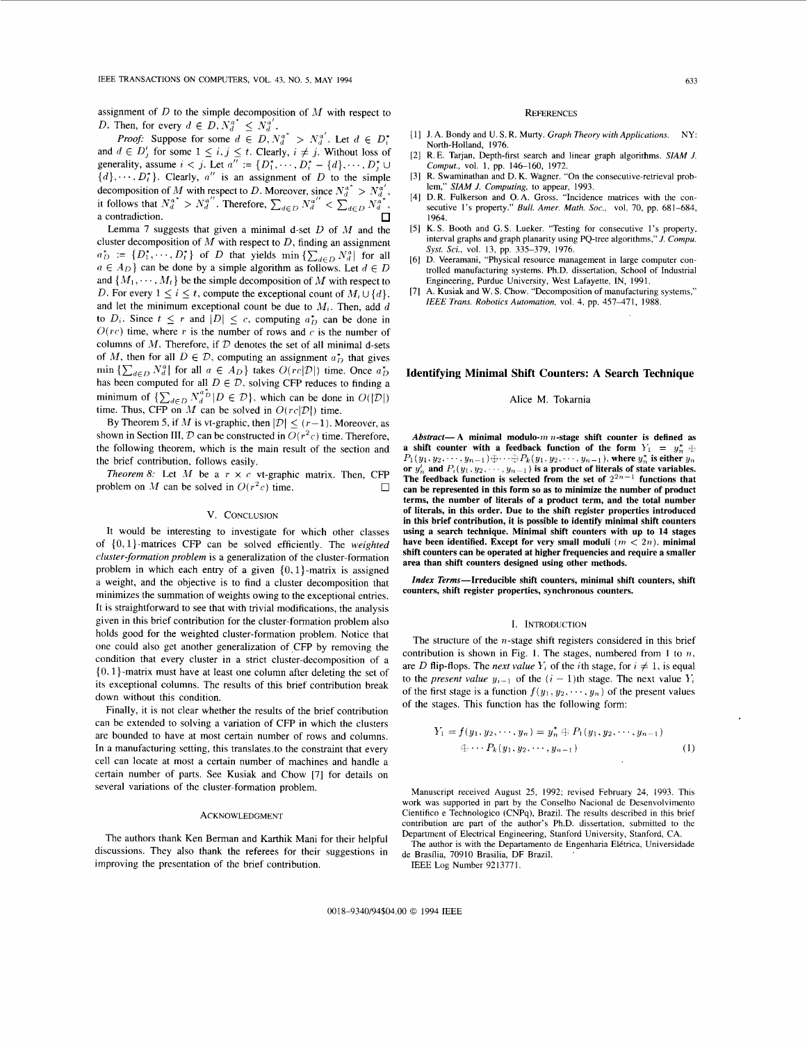assignment of $D$ to the simple decomposition of $M$ with respect to $D$. Then, for every $d \in D, N_d^{a^*} \leq N_d^{a'}$.

*Proof:* Suppose for some $d \in D, N_d^{a^*} > N_d^{a'}$. Let $d \in D_i^*$ and $d \in D_j'$ for some $1 \leq i, j \leq t$. Clearly, $i \neq j$. Without loss of generality, assume $i < j$. Let $a'' := \{D_1^*, \cdots, D_i^* - \{d\}, \cdots, D_j^* \cup \{d\}, \cdots, D_t^*\}$. Clearly, $a''$ is an assignment of $D$ to the simple decomposition of $M$ with respect to $D$. Moreover, since $N_d^{a^*} > N_d^{a'}$, it follows that $N_d^{a^*} > N_d^{a''}$. Therefore, $\sum_{d \in D} N_d^{a''} < \sum_{d \in D} N_d^{a^*}$, a contradiction. □

Lemma 7 suggests that given a minimal d-set $D$ of $M$ and the cluster decomposition of $M$ with respect to $D$, finding an assignment $a_D^* := \{D_1^*, \cdots, D_t^*\}$ of $D$ that yields $\min\{\sum_{d \in D} N_d^a | \text{ for all } a \in A_D\}$ can be done by a simple algorithm as follows. Let $d \in D$ and $\{M_1, \cdots, M_t\}$ be the simple decomposition of $M$ with respect to $D$. For every $1 \leq i \leq t$, compute the exceptional count of $M_i \cup \{d\}$, and let the minimum exceptional count be due to $M_i$. Then, add $d$ to $D_i$. Since $t \leq r$ and $|D| \leq c$, computing $a_D^*$ can be done in $O(rc)$ time, where $r$ is the number of rows and $c$ is the number of columns of $M$. Therefore, if $\mathcal{D}$ denotes the set of all minimal d-sets of $M$, then for all $D \in \mathcal{D}$, computing an assignment $a_D^*$ that gives $\min\{\sum_{d \in D} N_d^a | \text{ for all } a \in A_D\}$ takes $O(rc|\mathcal{D}|)$ time. Once $a_D^*$ has been computed for all $D \in \mathcal{D}$, solving CFP reduces to finding a minimum of $\{\sum_{d \in D} N_d^{a_D^*} | D \in \mathcal{D}\}$, which can be done in $O(|\mathcal{D}|)$ time. Thus, CFP on $M$ can be solved in $O(rc|\mathcal{D}|)$ time.

By Theorem 5, if $M$ is vt-graphic, then $|\mathcal{D}| \leq (r-1)$. Moreover, as shown in Section III, $\mathcal{D}$ can be constructed in $O(r^2c)$ time. Therefore, the following theorem, which is the main result of the section and the brief contribution, follows easily.

*Theorem 8:* Let $M$ be a $r \times c$ vt-graphic matrix. Then, CFP problem on $M$ can be solved in $O(r^2c)$ time. □

## V. Conclusion

It would be interesting to investigate for which other classes of $\{0, 1\}$-matrices CFP can be solved efficiently. The *weighted cluster-formation problem* is a generalization of the cluster-formation problem in which each entry of a given $\{0, 1\}$-matrix is assigned a weight, and the objective is to find a cluster decomposition that minimizes the summation of weights owing to the exceptional entries. It is straightforward to see that with trivial modifications, the analysis given in this brief contribution for the cluster-formation problem also holds good for the weighted cluster-formation problem. Notice that one could also get another generalization of CFP by removing the condition that every cluster in a strict cluster-decomposition of a $\{0, 1\}$-matrix must have at least one column after deleting the set of its exceptional columns. The results of this brief contribution break down without this condition.

Finally, it is not clear whether the results of the brief contribution can be extended to solving a variation of CFP in which the clusters are bounded to have at most certain number of rows and columns. In a manufacturing setting, this translates to the constraint that every cell can locate at most a certain number of machines and handle a certain number of parts. See Kusiak and Chow [7] for details on several variations of the cluster-formation problem.

## Acknowledgment

The authors thank Ken Berman and Karthik Mani for their helpful discussions. They also thank the referees for their suggestions in improving the presentation of the brief contribution.

## References

[1] J. A. Bondy and U. S. R. Murty. *Graph Theory with Applications.* NY: North-Holland, 1976.

[2] R. E. Tarjan, Depth-first search and linear graph algorithms. *SIAM J. Comput.*, vol. 1, pp. 146–160, 1972.

[3] R. Swaminathan and D. K. Wagner. "On the consecutive-retrieval problem," *SIAM J. Computing,* to appear, 1993.

[4] D. R. Fulkerson and O. A. Gross. "Incidence matrices with the consecutive 1's property." *Bull. Amer. Math. Soc.*, vol. 70, pp. 681–684, 1964.

[5] K. S. Booth and G. S. Lueker. "Testing for consecutive 1's property, interval graphs and graph planarity using PQ-tree algorithms," *J. Compu. Syst. Sci.*, vol. 13, pp. 335–379, 1976.

[6] D. Veeramani, "Physical resource management in large computer controlled manufacturing systems. Ph.D. dissertation, School of Industrial Engineering, Purdue University, West Lafayette, IN, 1991.

[7] A. Kusiak and W. S. Chow. "Decomposition of manufacturing systems," *IEEE Trans. Robotics Automation,* vol. 4, pp. 457–471, 1988.

# Identifying Minimal Shift Counters: A Search Technique

Alice M. Tokarnia

***Abstract*— A minimal modulo-$m$ $n$-stage shift counter is defined as a shift counter with a feedback function of the form $Y_1 = y_n^* \oplus P_1(y_1, y_2, \cdots, y_{n-1}) \oplus \cdots \oplus P_k(y_1, y_2, \cdots, y_{n-1})$, where $y_n^*$ is either $y_n$ or $y_n'$ and $P_i(y_1, y_2, \cdots, y_{n-1})$ is a product of literals of state variables. The feedback function is selected from the set of $2^{2^{n-1}}$ functions that can be represented in this form so as to minimize the number of product terms, the number of literals of a product term, and the total number of literals, in this order. Due to the shift register properties introduced in this brief contribution, it is possible to identify minimal shift counters using a search technique. Minimal shift counters with up to 14 stages have been identified. Except for very small moduli ($m < 2n$), minimal shift counters can be operated at higher frequencies and require a smaller area than shift counters designed using other methods.**

***Index Terms*—Irreducible shift counters, minimal shift counters, shift counters, shift register properties, synchronous counters.**

## I. Introduction

The structure of the $n$-stage shift registers considered in this brief contribution is shown in Fig. 1. The stages, numbered from 1 to $n$, are $D$ flip-flops. The *next value* $Y_i$ of the $i$th stage, for $i \neq 1$, is equal to the *present value* $y_{i-1}$ of the $(i-1)$th stage. The next value $Y_1$ of the first stage is a function $f(y_1, y_2, \cdots, y_n)$ of the present values of the stages. This function has the following form:

$$Y_1 = f(y_1, y_2, \cdots, y_n) = y_n^* \oplus P_1(y_1, y_2, \cdots, y_{n-1}) \oplus \cdots P_k(y_1, y_2, \cdots, y_{n-1}) \tag{1}$$

Manuscript received August 25, 1992; revised February 24, 1993. This work was supported in part by the Conselho Nacional de Desenvolvimento Cientifico e Technologico (CNPq), Brazil. The results described in this brief contribution are part of the author's Ph.D. dissertation, submitted to the Department of Electrical Engineering, Stanford University, Stanford, CA.

The author is with the Departamento de Engenharia Elétrica, Universidade de Brasília, 70910 Brasilia, DF Brazil.

IEEE Log Number 9213771.